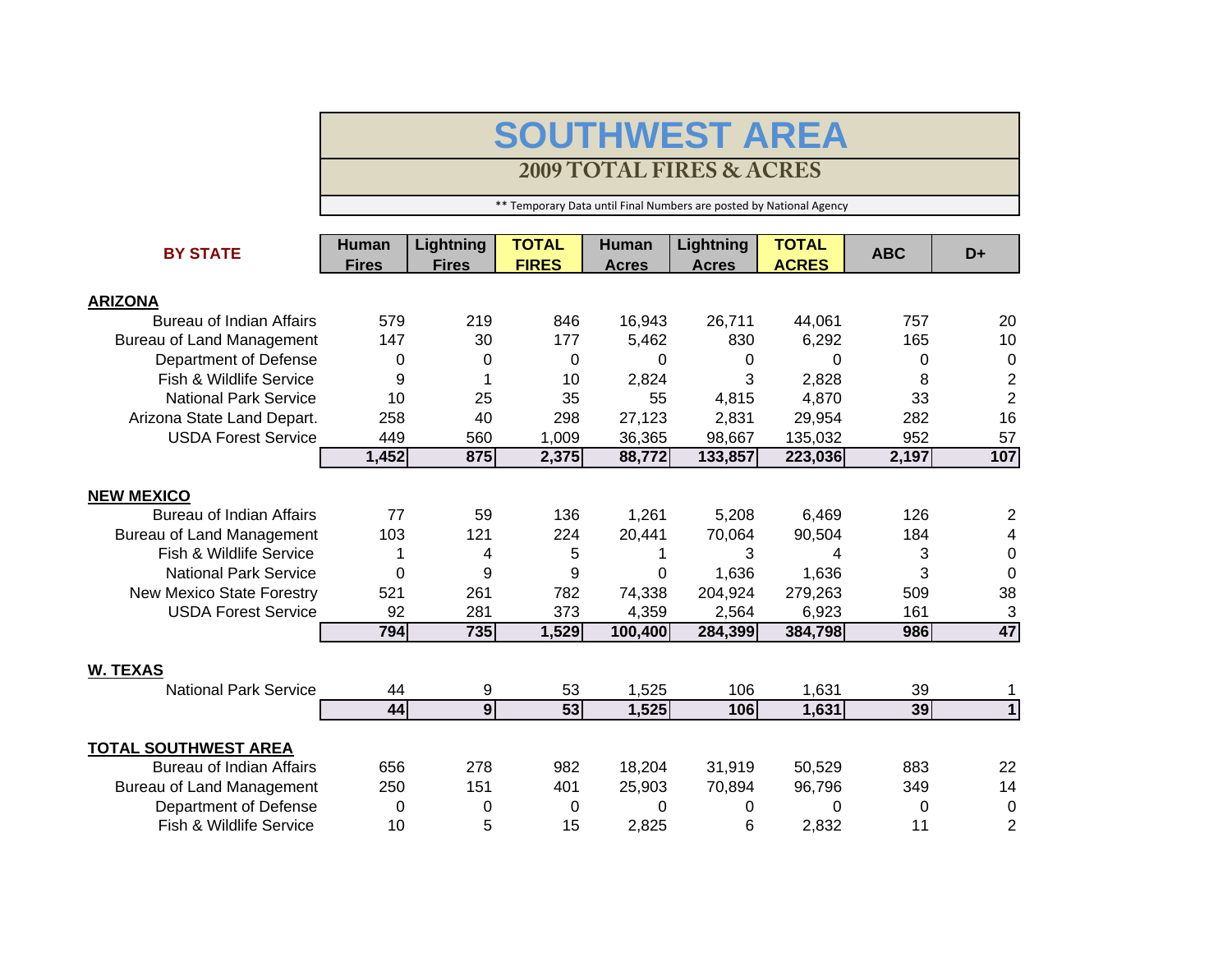# SOUTHWEST AREA

## 2009 TOTAL FIRES & ACRES

** Temporary Data until Final Numbers are posted by National Agency

| BY STATE | Human Fires | Lightning Fires | TOTAL FIRES | Human Acres | Lightning Acres | TOTAL ACRES | ABC | D+ |
|---|---|---|---|---|---|---|---|---|
| **ARIZONA** | | | | | | | | |
| Bureau of Indian Affairs | 579 | 219 | 846 | 16,943 | 26,711 | 44,061 | 757 | 20 |
| Bureau of Land Management | 147 | 30 | 177 | 5,462 | 830 | 6,292 | 165 | 10 |
| Department of Defense | 0 | 0 | 0 | 0 | 0 | 0 | 0 | 0 |
| Fish & Wildlife Service | 9 | 1 | 10 | 2,824 | 3 | 2,828 | 8 | 2 |
| National Park Service | 10 | 25 | 35 | 55 | 4,815 | 4,870 | 33 | 2 |
| Arizona State Land Depart. | 258 | 40 | 298 | 27,123 | 2,831 | 29,954 | 282 | 16 |
| USDA Forest Service | 449 | 560 | 1,009 | 36,365 | 98,667 | 135,032 | 952 | 57 |
| | **1,452** | **875** | **2,375** | **88,772** | **133,857** | **223,036** | **2,197** | **107** |
| **NEW MEXICO** | | | | | | | | |
| Bureau of Indian Affairs | 77 | 59 | 136 | 1,261 | 5,208 | 6,469 | 126 | 2 |
| Bureau of Land Management | 103 | 121 | 224 | 20,441 | 70,064 | 90,504 | 184 | 4 |
| Fish & Wildlife Service | 1 | 4 | 5 | 1 | 3 | 4 | 3 | 0 |
| National Park Service | 0 | 9 | 9 | 0 | 1,636 | 1,636 | 3 | 0 |
| New Mexico State Forestry | 521 | 261 | 782 | 74,338 | 204,924 | 279,263 | 509 | 38 |
| USDA Forest Service | 92 | 281 | 373 | 4,359 | 2,564 | 6,923 | 161 | 3 |
| | **794** | **735** | **1,529** | **100,400** | **284,399** | **384,798** | **986** | **47** |
| **W. TEXAS** | | | | | | | | |
| National Park Service | 44 | 9 | 53 | 1,525 | 106 | 1,631 | 39 | 1 |
| | **44** | **9** | **53** | **1,525** | **106** | **1,631** | **39** | **1** |
| **TOTAL SOUTHWEST AREA** | | | | | | | | |
| Bureau of Indian Affairs | 656 | 278 | 982 | 18,204 | 31,919 | 50,529 | 883 | 22 |
| Bureau of Land Management | 250 | 151 | 401 | 25,903 | 70,894 | 96,796 | 349 | 14 |
| Department of Defense | 0 | 0 | 0 | 0 | 0 | 0 | 0 | 0 |
| Fish & Wildlife Service | 10 | 5 | 15 | 2,825 | 6 | 2,832 | 11 | 2 |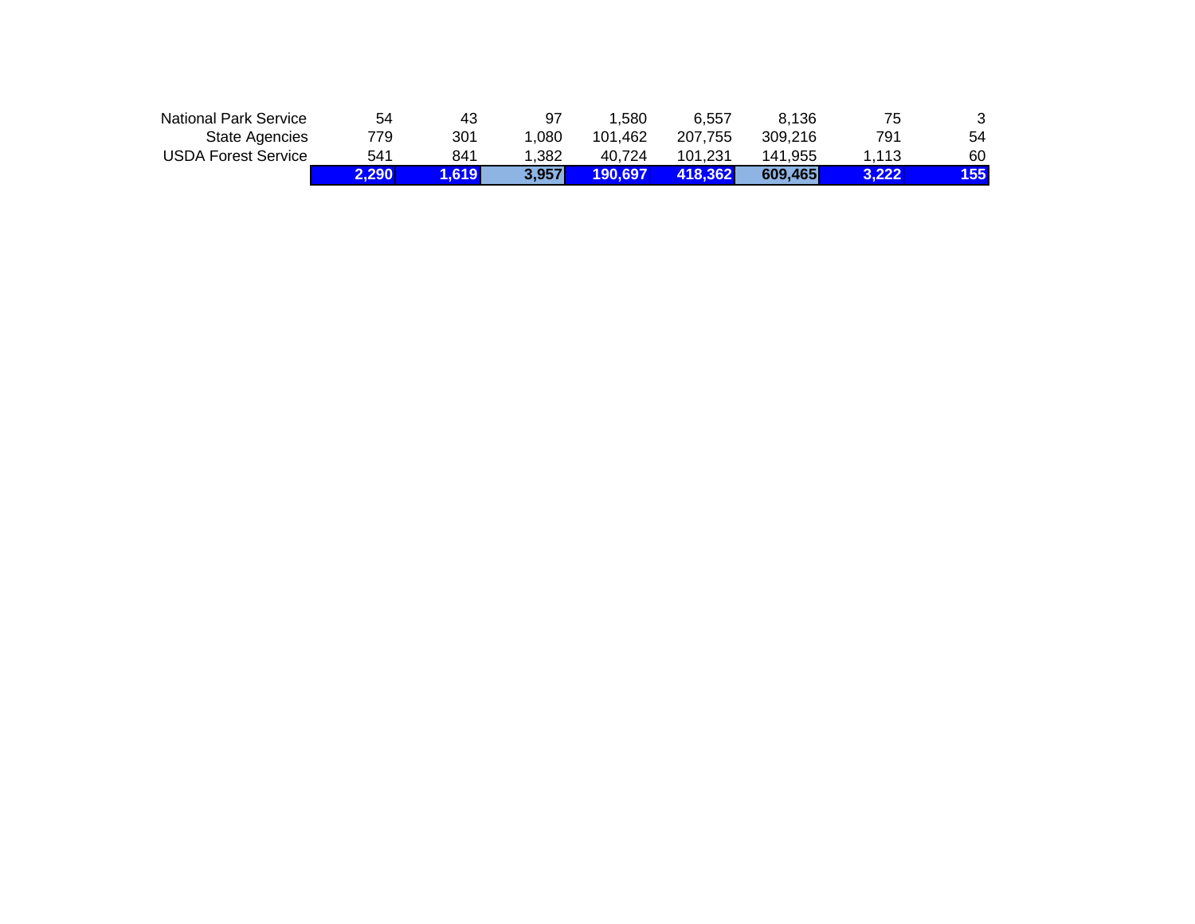| | | | | | | | | |
|---|---|---|---|---|---|---|---|---|
| National Park Service | 54 | 43 | 97 | 1,580 | 6,557 | 8,136 | 75 | 3 |
| State Agencies | 779 | 301 | 1,080 | 101,462 | 207,755 | 309,216 | 791 | 54 |
| USDA Forest Service | 541 | 841 | 1,382 | 40,724 | 101,231 | 141,955 | 1,113 | 60 |
| | **2,290** | **1,619** | **3,957** | **190,697** | **418,362** | **609,465** | **3,222** | **155** |